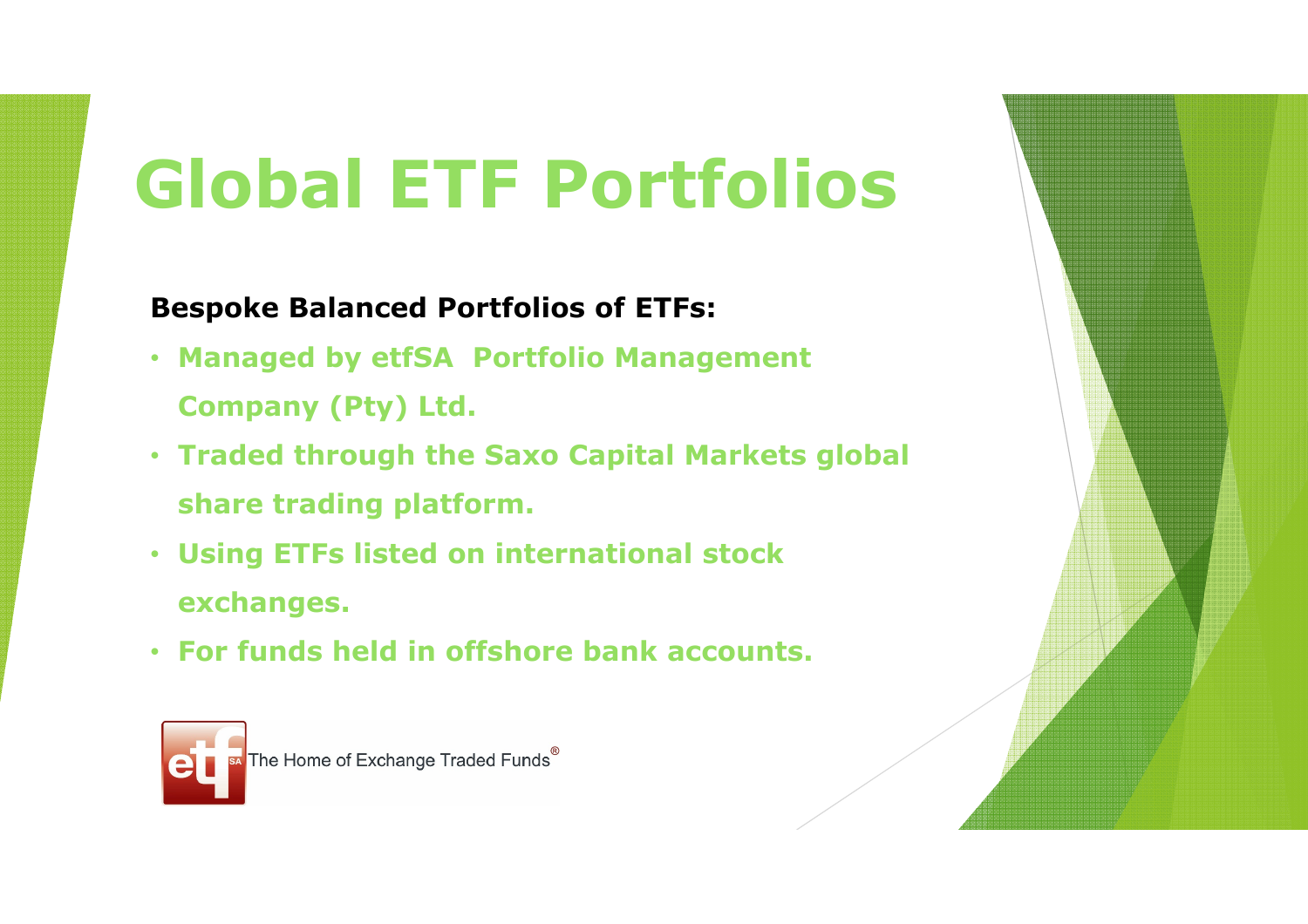# Global ETF Portfolios

**Bespoke Balanced Portfolios of ETFs:**

- **Managed by etfSA Portfolio Management Company (Pty) Ltd.**
- **Traded through the Saxo Capital Markets global share trading platform.**
- **Using ETFs listed on international stock exchanges.**
- **For funds held in offshore bank accounts.**

The Home of Exchange Traded Funds®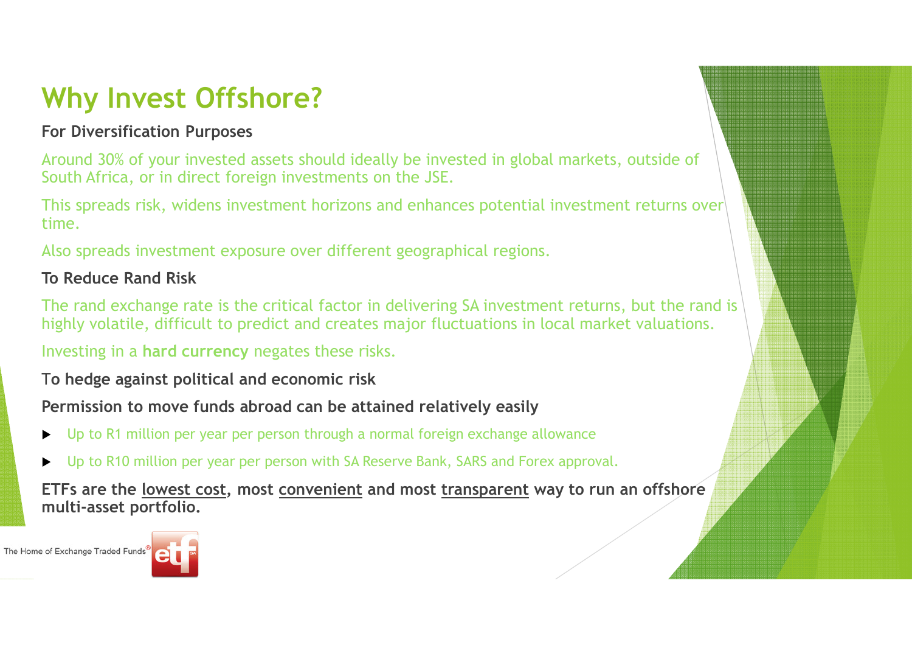# Why Invest Offshore?

**For Diversification Purposes**

Around 30% of your invested assets should ideally be invested in global markets, outside of South Africa, or in direct foreign investments on the JSE.

This spreads risk, widens investment horizons and enhances potential investment returns over time.

Also spreads investment exposure over different geographical regions.

**To Reduce Rand Risk**

The rand exchange rate is the critical factor in delivering SA investment returns, but the rand is highly volatile, difficult to predict and creates major fluctuations in local market valuations.

Investing in a **hard currency** negates these risks.

**To hedge against political and economic risk**

**Permission to move funds abroad can be attained relatively easily**

- Up to R1 million per year per person through a normal foreign exchange allowance
- Up to R10 million per year per person with SA Reserve Bank, SARS and Forex approval.

**ETFs are the lowest cost, most convenient and most transparent way to run an offshore multi-asset portfolio.**

The Home of Exchange Traded Funds®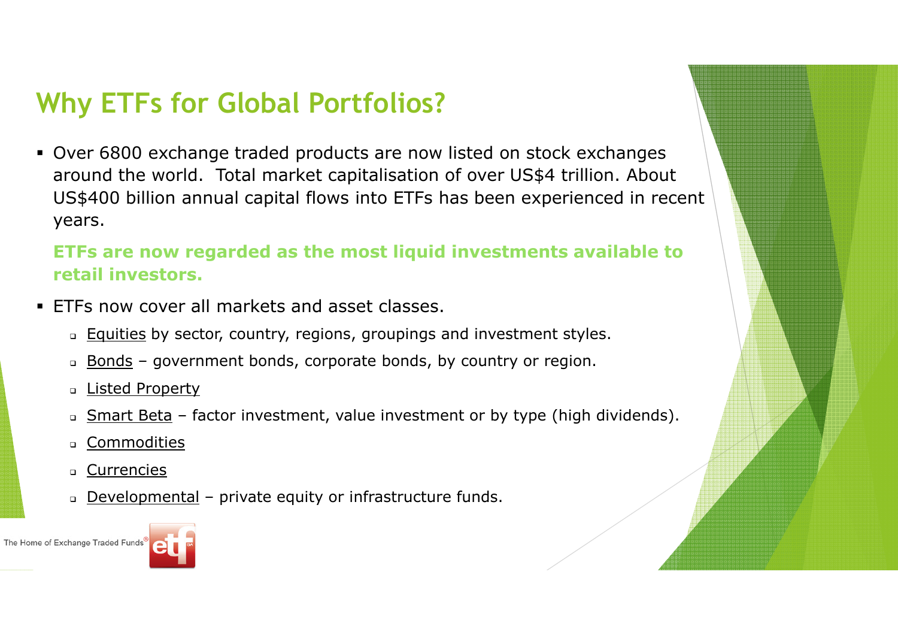# Why ETFs for Global Portfolios?

- Over 6800 exchange traded products are now listed on stock exchanges around the world. Total market capitalisation of over US$4 trillion. About US$400 billion annual capital flows into ETFs has been experienced in recent years.

  **ETFs are now regarded as the most liquid investments available to retail investors.**

- ETFs now cover all markets and asset classes.
  - Equities by sector, country, regions, groupings and investment styles.
  - Bonds – government bonds, corporate bonds, by country or region.
  - Listed Property
  - Smart Beta – factor investment, value investment or by type (high dividends).
  - Commodities
  - Currencies
  - Developmental – private equity or infrastructure funds.

The Home of Exchange Traded Funds®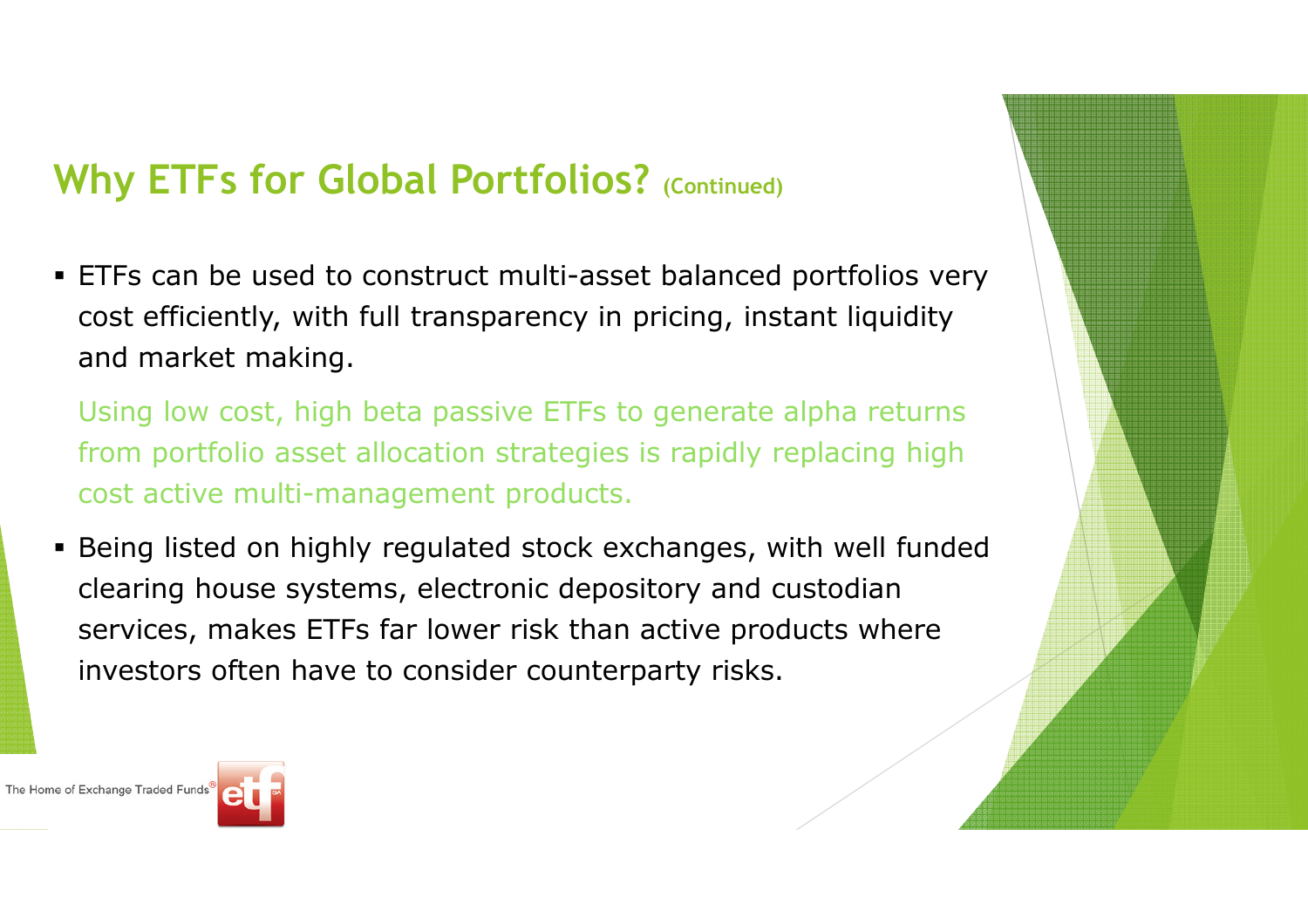## Why ETFs for Global Portfolios? (Continued)

- ETFs can be used to construct multi-asset balanced portfolios very cost efficiently, with full transparency in pricing, instant liquidity and market making.

  Using low cost, high beta passive ETFs to generate alpha returns from portfolio asset allocation strategies is rapidly replacing high cost active multi-management products.

- Being listed on highly regulated stock exchanges, with well funded clearing house systems, electronic depository and custodian services, makes ETFs far lower risk than active products where investors often have to consider counterparty risks.

The Home of Exchange Traded Funds®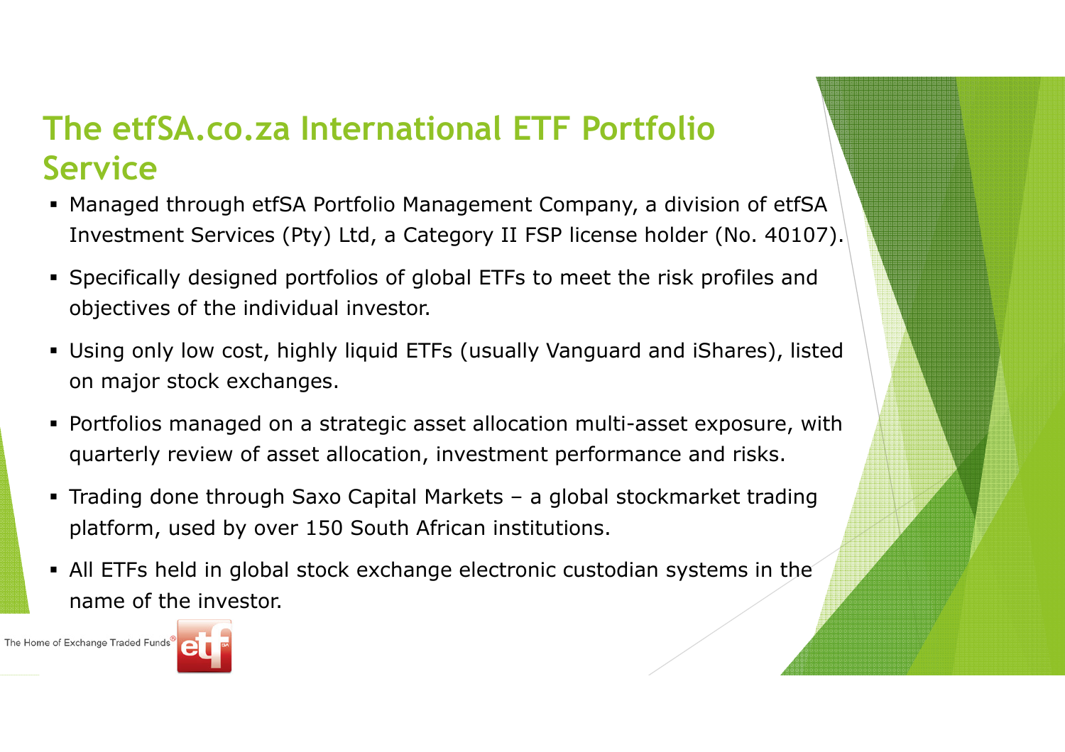# The etfSA.co.za International ETF Portfolio Service

- Managed through etfSA Portfolio Management Company, a division of etfSA Investment Services (Pty) Ltd, a Category II FSP license holder (No. 40107).
- Specifically designed portfolios of global ETFs to meet the risk profiles and objectives of the individual investor.
- Using only low cost, highly liquid ETFs (usually Vanguard and iShares), listed on major stock exchanges.
- Portfolios managed on a strategic asset allocation multi-asset exposure, with quarterly review of asset allocation, investment performance and risks.
- Trading done through Saxo Capital Markets – a global stockmarket trading platform, used by over 150 South African institutions.
- All ETFs held in global stock exchange electronic custodian systems in the name of the investor.

The Home of Exchange Traded Funds®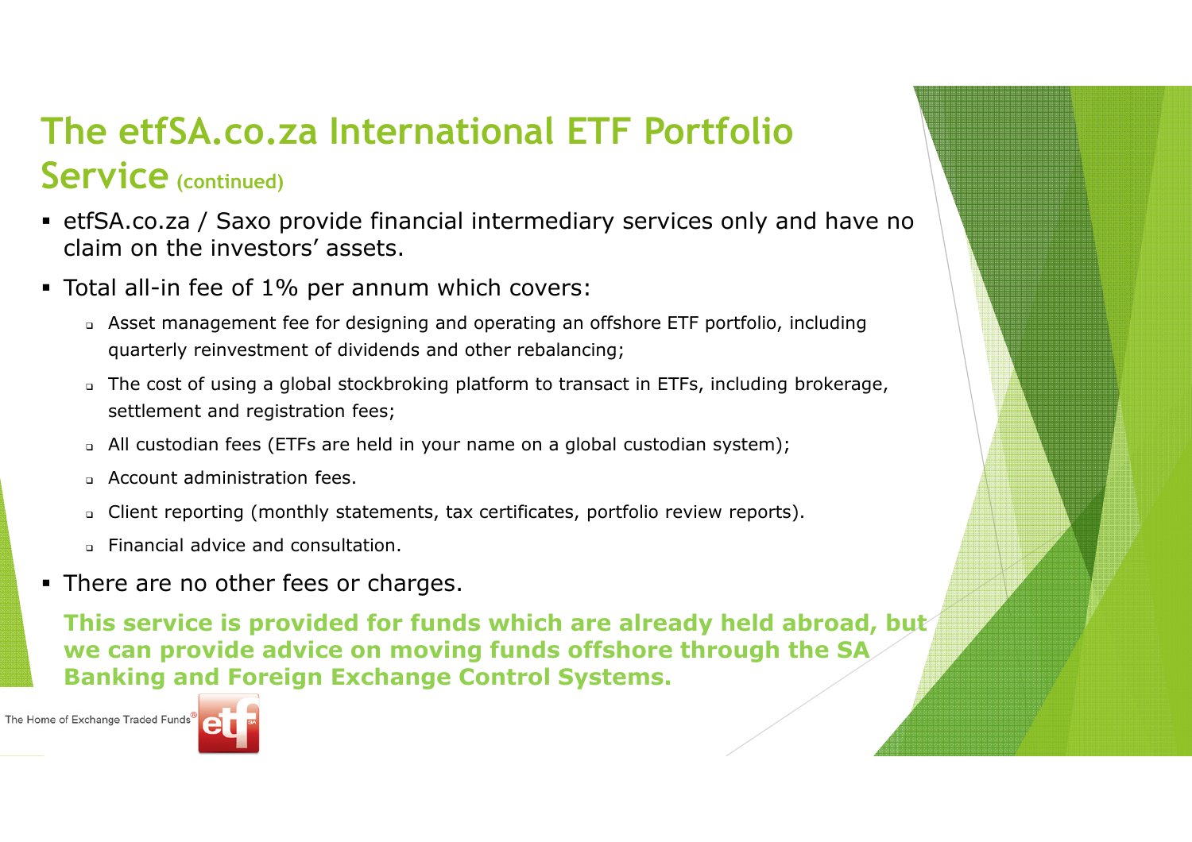# The etfSA.co.za International ETF Portfolio Service (continued)

- etfSA.co.za / Saxo provide financial intermediary services only and have no claim on the investors' assets.
- Total all-in fee of 1% per annum which covers:
  - Asset management fee for designing and operating an offshore ETF portfolio, including quarterly reinvestment of dividends and other rebalancing;
  - The cost of using a global stockbroking platform to transact in ETFs, including brokerage, settlement and registration fees;
  - All custodian fees (ETFs are held in your name on a global custodian system);
  - Account administration fees.
  - Client reporting (monthly statements, tax certificates, portfolio review reports).
  - Financial advice and consultation.
- There are no other fees or charges.

**This service is provided for funds which are already held abroad, but we can provide advice on moving funds offshore through the SA Banking and Foreign Exchange Control Systems.**

The Home of Exchange Traded Funds®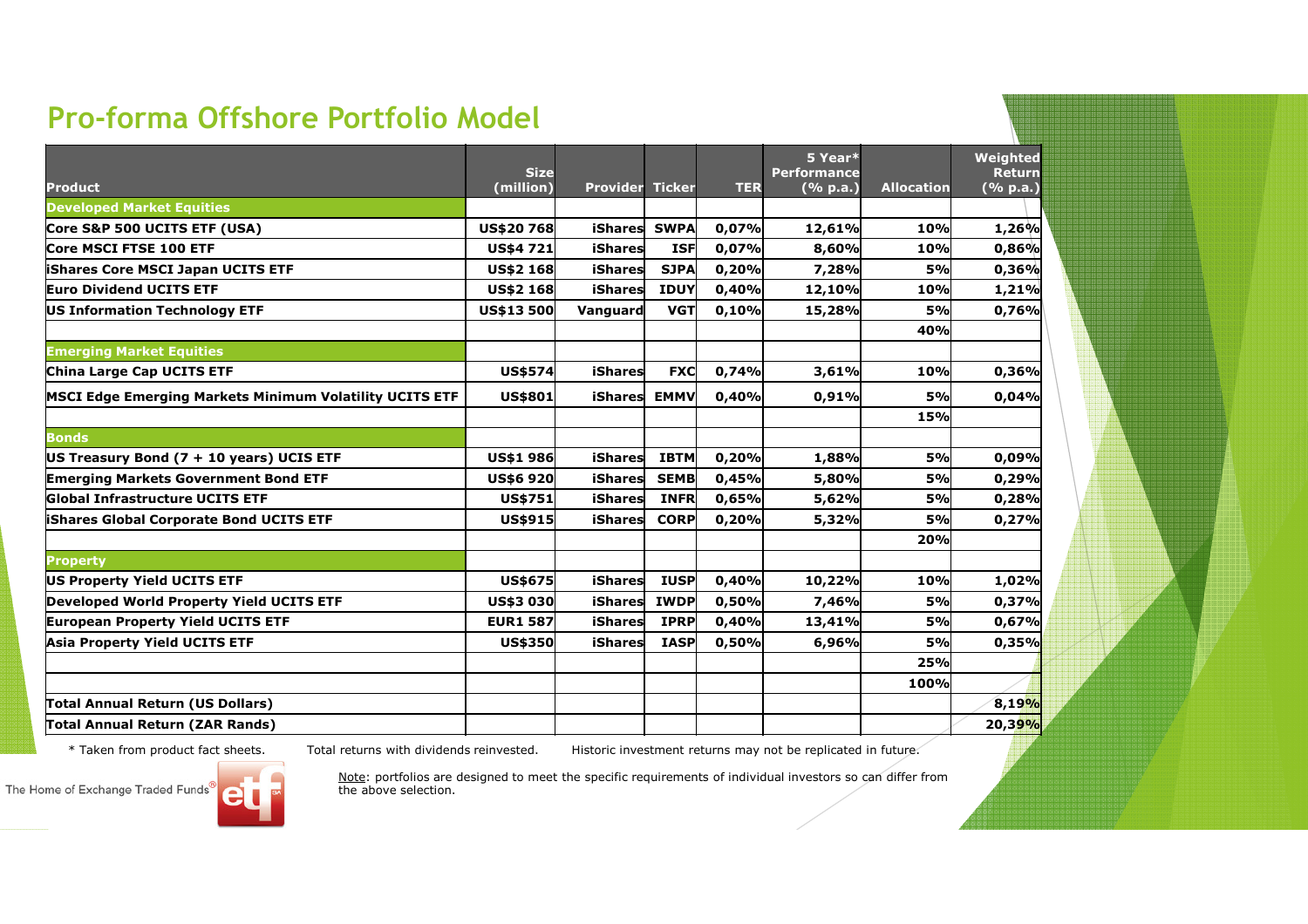# Pro-forma Offshore Portfolio Model

| Product | Size (million) | Provider | Ticker | TER | 5 Year* Performance (% p.a.) | Allocation | Weighted Return (% p.a.) |
|---|---|---|---|---|---|---|---|
| **Developed Market Equities** | | | | | | | |
| Core S&P 500 UCITS ETF (USA) | US$20 768 | iShares | SWPA | 0,07% | 12,61% | 10% | 1,26% |
| Core MSCI FTSE 100 ETF | US$4 721 | iShares | ISF | 0,07% | 8,60% | 10% | 0,86% |
| iShares Core MSCI Japan UCITS ETF | US$2 168 | iShares | SJPA | 0,20% | 7,28% | 5% | 0,36% |
| Euro Dividend UCITS ETF | US$2 168 | iShares | IDUY | 0,40% | 12,10% | 10% | 1,21% |
| US Information Technology ETF | US$13 500 | Vanguard | VGT | 0,10% | 15,28% | 5% | 0,76% |
| | | | | | | 40% | |
| **Emerging Market Equities** | | | | | | | |
| China Large Cap UCITS ETF | US$574 | iShares | FXC | 0,74% | 3,61% | 10% | 0,36% |
| MSCI Edge Emerging Markets Minimum Volatility UCITS ETF | US$801 | iShares | EMMV | 0,40% | 0,91% | 5% | 0,04% |
| | | | | | | 15% | |
| **Bonds** | | | | | | | |
| US Treasury Bond (7 + 10 years) UCIS ETF | US$1 986 | iShares | IBTM | 0,20% | 1,88% | 5% | 0,09% |
| Emerging Markets Government Bond ETF | US$6 920 | iShares | SEMB | 0,45% | 5,80% | 5% | 0,29% |
| Global Infrastructure UCITS ETF | US$751 | iShares | INFR | 0,65% | 5,62% | 5% | 0,28% |
| iShares Global Corporate Bond UCITS ETF | US$915 | iShares | CORP | 0,20% | 5,32% | 5% | 0,27% |
| | | | | | | 20% | |
| **Property** | | | | | | | |
| US Property Yield UCITS ETF | US$675 | iShares | IUSP | 0,40% | 10,22% | 10% | 1,02% |
| Developed World Property Yield UCITS ETF | US$3 030 | iShares | IWDP | 0,50% | 7,46% | 5% | 0,37% |
| European Property Yield UCITS ETF | EUR1 587 | iShares | IPRP | 0,40% | 13,41% | 5% | 0,67% |
| Asia Property Yield UCITS ETF | US$350 | iShares | IASP | 0,50% | 6,96% | 5% | 0,35% |
| | | | | | | 25% | |
| | | | | | | 100% | |
| **Total Annual Return (US Dollars)** | | | | | | | 8,19% |
| **Total Annual Return (ZAR Rands)** | | | | | | | 20,39% |

* Taken from product fact sheets. Total returns with dividends reinvested. Historic investment returns may not be replicated in future.

The Home of Exchange Traded Funds®

Note: portfolios are designed to meet the specific requirements of individual investors so can differ from the above selection.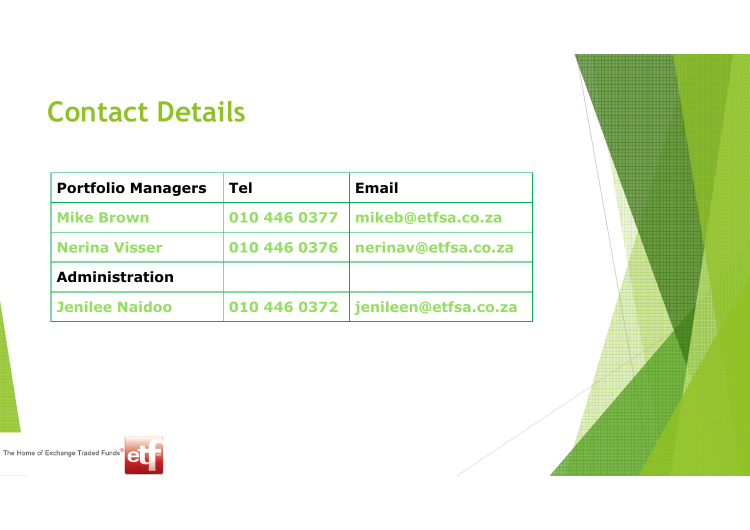# Contact Details

| Portfolio Managers | Tel | Email |
|---|---|---|
| Mike Brown | 010 446 0377 | mikeb@etfsa.co.za |
| Nerina Visser | 010 446 0376 | nerinav@etfsa.co.za |
| **Administration** | | |
| Jenilee Naidoo | 010 446 0372 | jenileen@etfsa.co.za |

The Home of Exchange Traded Funds®